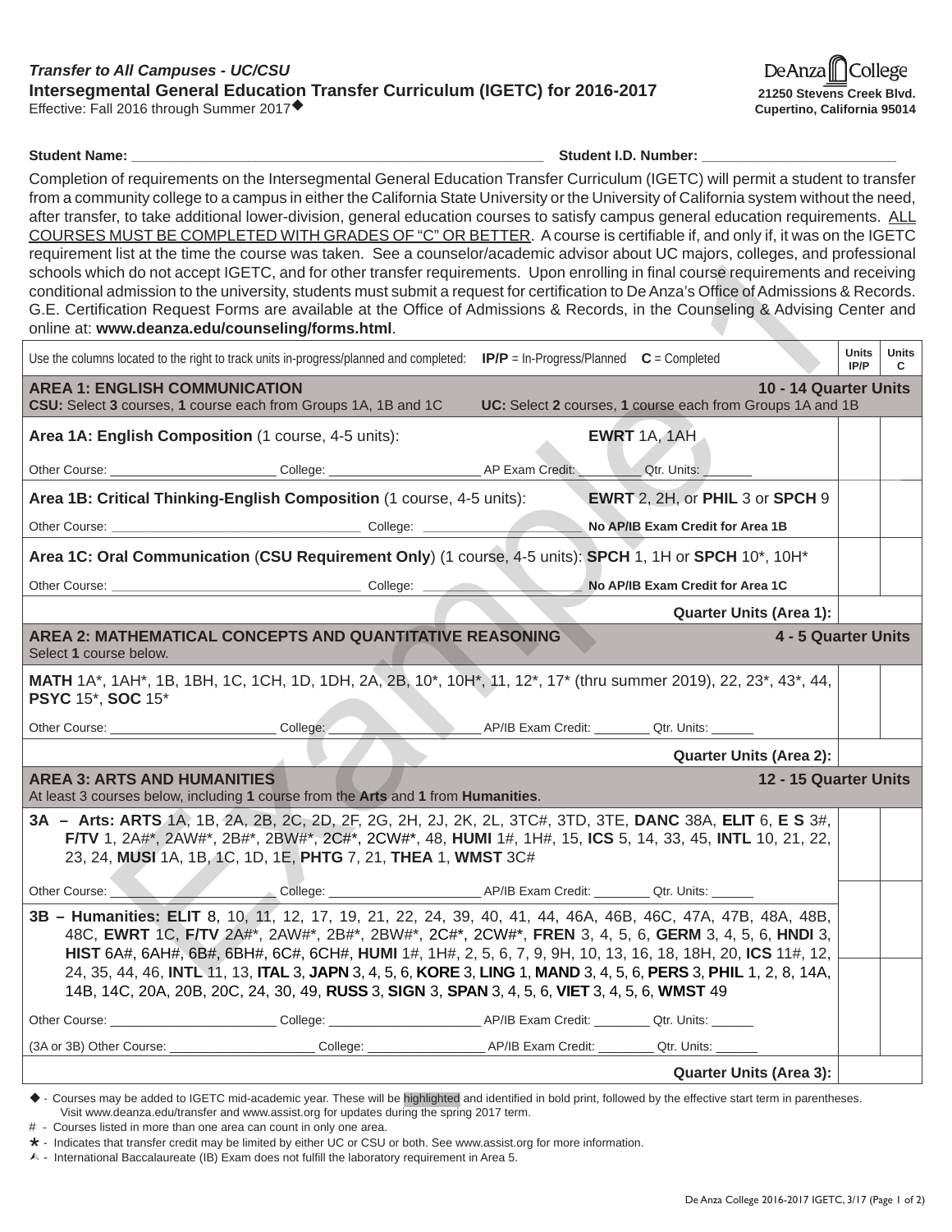*Transfer to All Campuses - UC/CSU*

## Intersegmental General Education Transfer Curriculum (IGETC) for 2016-2017

Effective: Fall 2016 through Summer 2017◆

De Anza College
21250 Stevens Creek Blvd.
Cupertino, California 95014

**Student Name:** ______________________ **Student I.D. Number:** ______________________

Completion of requirements on the Intersegmental General Education Transfer Curriculum (IGETC) will permit a student to transfer from a community college to a campus in either the California State University or the University of California system without the need, after transfer, to take additional lower-division, general education courses to satisfy campus general education requirements. ALL COURSES MUST BE COMPLETED WITH GRADES OF "C" OR BETTER. A course is certifiable if, and only if, it was on the IGETC requirement list at the time the course was taken. See a counselor/academic advisor about UC majors, colleges, and professional schools which do not accept IGETC, and for other transfer requirements. Upon enrolling in final course requirements and receiving conditional admission to the university, students must submit a request for certification to De Anza's Office of Admissions & Records. G.E. Certification Request Forms are available at the Office of Admissions & Records, in the Counseling & Advising Center and online at: **www.deanza.edu/counseling/forms.html**.

| Use the columns located to the right to track units in-progress/planned and completed: **IP/P** = In-Progress/Planned **C** = Completed | Units IP/P | Units C |
|---|---|---|
| **AREA 1: ENGLISH COMMUNICATION** — **10 - 14 Quarter Units**<br>**CSU:** Select **3** courses, **1** course each from Groups 1A, 1B and 1C **UC:** Select **2** courses, **1** course each from Groups 1A and 1B | | |
| **Area 1A: English Composition** (1 course, 4-5 units): **EWRT** 1A, 1AH | | |
| Other Course: ______ College: ______ AP Exam Credit: ______ Qtr. Units: ______ | | |
| **Area 1B: Critical Thinking-English Composition** (1 course, 4-5 units): **EWRT** 2, 2H, or **PHIL** 3 or **SPCH** 9 | | |
| Other Course: ______ College: ______ **No AP/IB Exam Credit for Area 1B** | | |
| **Area 1C: Oral Communication** (**CSU Requirement Only**) (1 course, 4-5 units): **SPCH** 1, 1H or **SPCH** 10*, 10H* | | |
| Other Course: ______ College: ______ **No AP/IB Exam Credit for Area 1C** | | |
| **Quarter Units (Area 1):** | | |
| **AREA 2: MATHEMATICAL CONCEPTS AND QUANTITATIVE REASONING** — **4 - 5 Quarter Units**<br>Select **1** course below. | | |
| **MATH** 1A*, 1AH*, 1B, 1BH, 1C, 1CH, 1D, 1DH, 2A, 2B, 10*, 10H*, 11, 12*, 17* (thru summer 2019), 22, 23*, 43*, 44, **PSYC** 15*, **SOC** 15* | | |
| Other Course: ______ College: ______ AP/IB Exam Credit: ______ Qtr. Units: ______ | | |
| **Quarter Units (Area 2):** | | |
| **AREA 3: ARTS AND HUMANITIES** — **12 - 15 Quarter Units**<br>At least 3 courses below, including **1** course from the **Arts** and **1** from **Humanities**. | | |
| **3A – Arts: ARTS** 1A, 1B, 2A, 2B, 2C, 2D, 2F, 2G, 2H, 2J, 2K, 2L, 3TC#, 3TD, 3TE, **DANC** 38A, **ELIT** 6, **E S** 3#, **F/TV** 1, 2A#*, 2AW#*, 2B#*, 2BW#*, 2C#*, 2CW#*, 48, **HUMI** 1#, 1H#, 15, **ICS** 5, 14, 33, 45, **INTL** 10, 21, 22, 23, 24, **MUSI** 1A, 1B, 1C, 1D, 1E, **PHTG** 7, 21, **THEA** 1, **WMST** 3C# | | |
| Other Course: ______ College: ______ AP/IB Exam Credit: ______ Qtr. Units: ______ | | |
| **3B – Humanities: ELIT** 8, 10, 11, 12, 17, 19, 21, 22, 24, 39, 40, 41, 44, 46A, 46B, 46C, 47A, 47B, 48A, 48B, 48C, **EWRT** 1C, **F/TV** 2A#*, 2AW#*, 2B#*, 2BW#*, 2C#*, 2CW#*, **FREN** 3, 4, 5, 6, **GERM** 3, 4, 5, 6, **HNDI** 3, **HIST** 6A#, 6AH#, 6B#, 6BH#, 6C#, 6CH#, **HUMI** 1#, 1H#, 2, 5, 6, 7, 9, 9H, 10, 13, 16, 18, 18H, 20, **ICS** 11#, 12, 24, 35, 44, 46, **INTL** 11, 13, **ITAL** 3, **JAPN** 3, 4, 5, 6, **KORE** 3, **LING** 1, **MAND** 3, 4, 5, 6, **PERS** 3, **PHIL** 1, 2, 8, 14A, 14B, 14C, 20A, 20B, 20C, 24, 30, 49, **RUSS** 3, **SIGN** 3, **SPAN** 3, 4, 5, 6, **VIET** 3, 4, 5, 6, **WMST** 49 | | |
| Other Course: ______ College: ______ AP/IB Exam Credit: ______ Qtr. Units: ______ | | |
| (3A or 3B) Other Course: ______ College: ______ AP/IB Exam Credit: ______ Qtr. Units: ______ | | |
| **Quarter Units (Area 3):** | | |

◆ - Courses may be added to IGETC mid-academic year. These will be highlighted and identified in bold print, followed by the effective start term in parentheses. Visit www.deanza.edu/transfer and www.assist.org for updates during the spring 2017 term.

\# - Courses listed in more than one area can count in only one area.

\* - Indicates that transfer credit may be limited by either UC or CSU or both. See www.assist.org for more information.

Ⓐ - International Baccalaureate (IB) Exam does not fulfill the laboratory requirement in Area 5.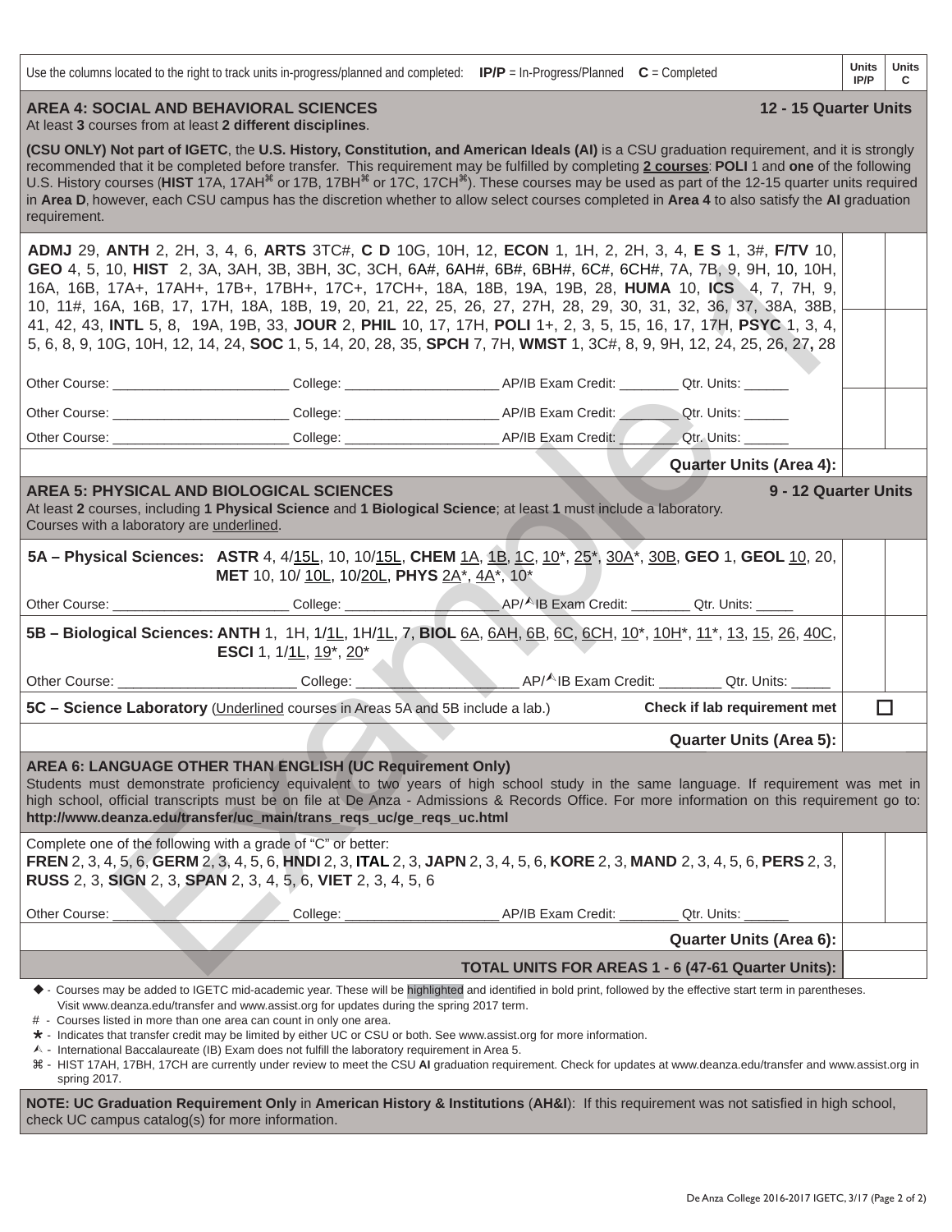Use the columns located to the right to track units in-progress/planned and completed: **IP/P** = In-Progress/Planned **C** = Completed | **Units IP/P** | **Units C**

## AREA 4: SOCIAL AND BEHAVIORAL SCIENCES — 12 - 15 Quarter Units

At least **3** courses from at least **2 different disciplines**.

**(CSU ONLY) Not part of IGETC**, the **U.S. History, Constitution, and American Ideals (AI)** is a CSU graduation requirement, and it is strongly recommended that it be completed before transfer. This requirement may be fulfilled by completing **2 courses**: **POLI** 1 and **one** of the following U.S. History courses (**HIST** 17A, 17AH⌘ or 17B, 17BH⌘ or 17C, 17CH⌘). These courses may be used as part of the 12-15 quarter units required in **Area D**, however, each CSU campus has the discretion whether to allow select courses completed in **Area 4** to also satisfy the **AI** graduation requirement.

**ADMJ** 29, **ANTH** 2, 2H, 3, 4, 6, **ARTS** 3TC#, **C D** 10G, 10H, 12, **ECON** 1, 1H, 2, 2H, 3, 4, **E S** 1, 3#, **F/TV** 10, **GEO** 4, 5, 10, **HIST** 2, 3A, 3AH, 3B, 3BH, 3C, 3CH, 6A#, 6AH#, 6B#, 6BH#, 6C#, 6CH#, 7A, 7B, 9, 9H, 10, 10H, 16A, 16B, 17A+, 17AH+, 17B+, 17BH+, 17C+, 17CH+, 18A, 18B, 19A, 19B, 28, **HUMA** 10, **ICS** 4, 7, 7H, 9, 10, 11#, 16A, 16B, 17, 17H, 18A, 18B, 19, 20, 21, 22, 25, 26, 27, 27H, 28, 29, 30, 31, 32, 36, 37, 38A, 38B, 41, 42, 43, **INTL** 5, 8, 19A, 19B, 33, **JOUR** 2, **PHIL** 10, 17, 17H, **POLI** 1+, 2, 3, 5, 15, 16, 17, 17H, **PSYC** 1, 3, 4, 5, 6, 8, 9, 10G, 10H, 12, 14, 24, **SOC** 1, 5, 14, 20, 28, 35, **SPCH** 7, 7H, **WMST** 1, 3C#, 8, 9, 9H, 12, 24, 25, 26, 27, 28

Other Course: ______________ College: ______________ AP/IB Exam Credit: ________ Qtr. Units: ______

Other Course: ______________ College: ______________ AP/IB Exam Credit: ________ Qtr. Units: ______

Other Course: ______________ College: ______________ AP/IB Exam Credit: ________ Qtr. Units: ______

**Quarter Units (Area 4):**

## AREA 5: PHYSICAL AND BIOLOGICAL SCIENCES — 9 - 12 Quarter Units

At least **2** courses, including **1 Physical Science** and **1 Biological Science**; at least **1** must include a laboratory. Courses with a laboratory are underlined.

**5A – Physical Sciences:** **ASTR** 4, 4/15L, 10, 10/15L, **CHEM** 1A, 1B, 1C, 10*, 25*, 30A*, 30B, **GEO** 1, **GEOL** 10, 20, **MET** 10, 10/ 10L, 10/20L, **PHYS** 2A*, 4A*, 10*

Other Course: ______________ College: ______________ AP/^IB Exam Credit: ________ Qtr. Units: _____

**5B – Biological Sciences:** **ANTH** 1, 1H, 1/1L, 1H/1L, 7, **BIOL** 6A, 6AH, 6B, 6C, 6CH, 10*, 10H*, 11*, 13, 15, 26, 40C, **ESCI** 1, 1/1L, 19*, 20*

Other Course: ______________ College: ______________ AP/^IB Exam Credit: ________ Qtr. Units: _____

**5C – Science Laboratory** (Underlined courses in Areas 5A and 5B include a lab.) — **Check if lab requirement met** ☐

**Quarter Units (Area 5):**

## AREA 6: LANGUAGE OTHER THAN ENGLISH (UC Requirement Only)

Students must demonstrate proficiency equivalent to two years of high school study in the same language. If requirement was met in high school, official transcripts must be on file at De Anza - Admissions & Records Office. For more information on this requirement go to: **http://www.deanza.edu/transfer/uc_main/trans_reqs_uc/ge_reqs_uc.html**

Complete one of the following with a grade of "C" or better:
**FREN** 2, 3, 4, 5, 6, **GERM** 2, 3, 4, 5, 6, **HNDI** 2, 3, **ITAL** 2, 3, **JAPN** 2, 3, 4, 5, 6, **KORE** 2, 3, **MAND** 2, 3, 4, 5, 6, **PERS** 2, 3, **RUSS** 2, 3, **SIGN** 2, 3, **SPAN** 2, 3, 4, 5, 6, **VIET** 2, 3, 4, 5, 6

Other Course: ______________ College: ______________ AP/IB Exam Credit: ________ Qtr. Units: ______

**Quarter Units (Area 6):**

**TOTAL UNITS FOR AREAS 1 - 6 (47-61 Quarter Units):**

◆ - Courses may be added to IGETC mid-academic year. These will be highlighted and identified in bold print, followed by the effective start term in parentheses. Visit www.deanza.edu/transfer and www.assist.org for updates during the spring 2017 term.
\# - Courses listed in more than one area can count in only one area.
\* - Indicates that transfer credit may be limited by either UC or CSU or both. See www.assist.org for more information.
^ - International Baccalaureate (IB) Exam does not fulfill the laboratory requirement in Area 5.
⌘ - HIST 17AH, 17BH, 17CH are currently under review to meet the CSU **AI** graduation requirement. Check for updates at www.deanza.edu/transfer and www.assist.org in spring 2017.

**NOTE: UC Graduation Requirement Only** in **American History & Institutions** (**AH&I**): If this requirement was not satisfied in high school, check UC campus catalog(s) for more information.